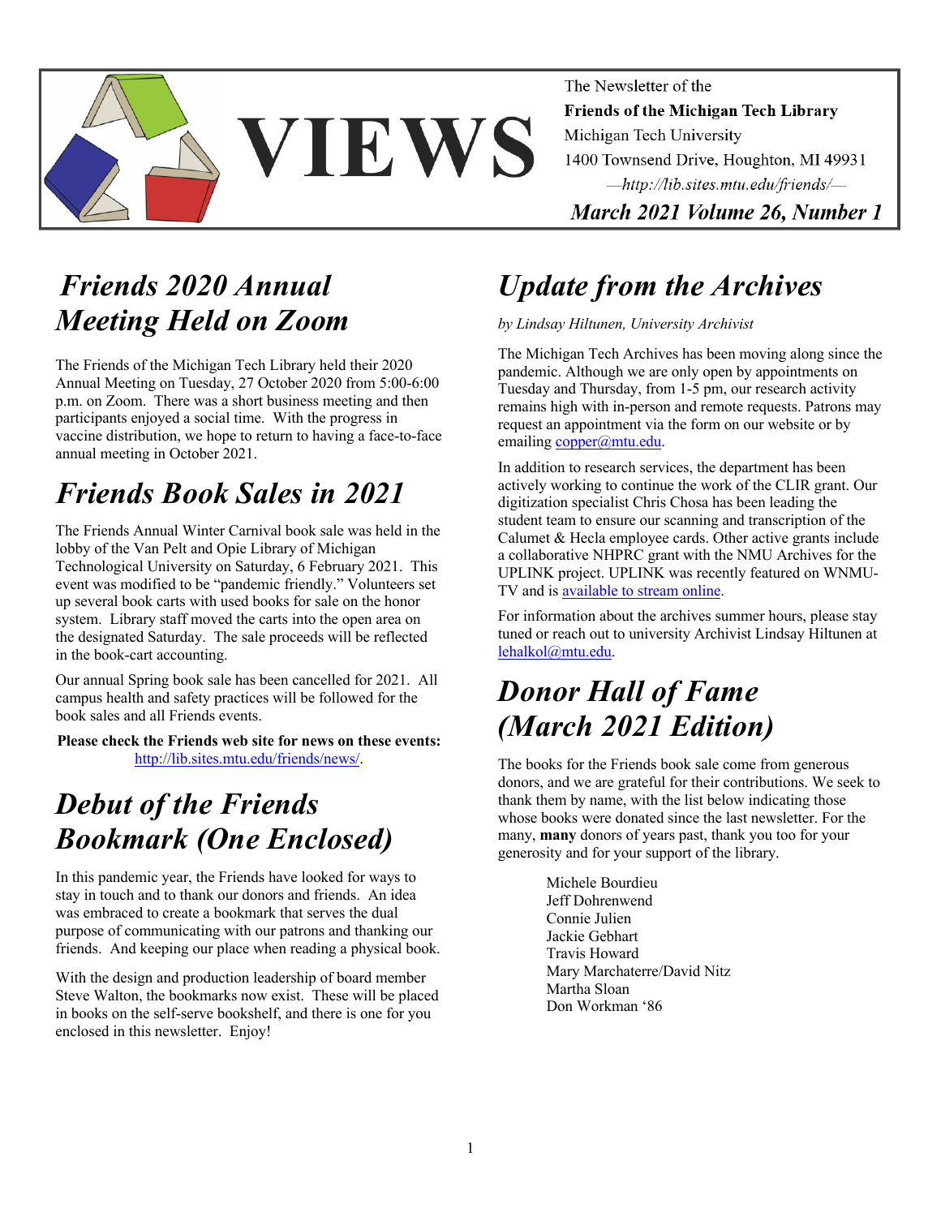# VIEWS

The Newsletter of the
**Friends of the Michigan Tech Library**
Michigan Tech University
1400 Townsend Drive, Houghton, MI 49931
—*http://lib.sites.mtu.edu/friends/*—

***March 2021 Volume 26, Number 1***

## *Friends 2020 Annual Meeting Held on Zoom*

The Friends of the Michigan Tech Library held their 2020 Annual Meeting on Tuesday, 27 October 2020 from 5:00-6:00 p.m. on Zoom. There was a short business meeting and then participants enjoyed a social time. With the progress in vaccine distribution, we hope to return to having a face-to-face annual meeting in October 2021.

## *Friends Book Sales in 2021*

The Friends Annual Winter Carnival book sale was held in the lobby of the Van Pelt and Opie Library of Michigan Technological University on Saturday, 6 February 2021. This event was modified to be "pandemic friendly." Volunteers set up several book carts with used books for sale on the honor system. Library staff moved the carts into the open area on the designated Saturday. The sale proceeds will be reflected in the book-cart accounting.

Our annual Spring book sale has been cancelled for 2021. All campus health and safety practices will be followed for the book sales and all Friends events.

**Please check the Friends web site for news on these events:** http://lib.sites.mtu.edu/friends/news/.

## *Debut of the Friends Bookmark (One Enclosed)*

In this pandemic year, the Friends have looked for ways to stay in touch and to thank our donors and friends. An idea was embraced to create a bookmark that serves the dual purpose of communicating with our patrons and thanking our friends. And keeping our place when reading a physical book.

With the design and production leadership of board member Steve Walton, the bookmarks now exist. These will be placed in books on the self-serve bookshelf, and there is one for you enclosed in this newsletter. Enjoy!

## *Update from the Archives*

*by Lindsay Hiltunen, University Archivist*

The Michigan Tech Archives has been moving along since the pandemic. Although we are only open by appointments on Tuesday and Thursday, from 1-5 pm, our research activity remains high with in-person and remote requests. Patrons may request an appointment via the form on our website or by emailing copper@mtu.edu.

In addition to research services, the department has been actively working to continue the work of the CLIR grant. Our digitization specialist Chris Chosa has been leading the student team to ensure our scanning and transcription of the Calumet & Hecla employee cards. Other active grants include a collaborative NHPRC grant with the NMU Archives for the UPLINK project. UPLINK was recently featured on WNMU-TV and is available to stream online.

For information about the archives summer hours, please stay tuned or reach out to university Archivist Lindsay Hiltunen at lehalkol@mtu.edu.

## *Donor Hall of Fame (March 2021 Edition)*

The books for the Friends book sale come from generous donors, and we are grateful for their contributions. We seek to thank them by name, with the list below indicating those whose books were donated since the last newsletter. For the many, **many** donors of years past, thank you too for your generosity and for your support of the library.

Michele Bourdieu
Jeff Dohrenwend
Connie Julien
Jackie Gebhart
Travis Howard
Mary Marchaterre/David Nitz
Martha Sloan
Don Workman '86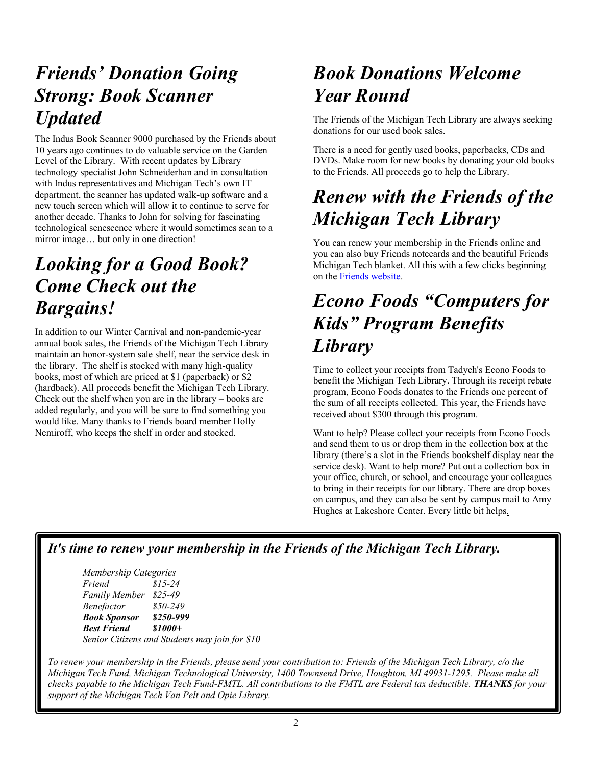## *Friends' Donation Going Strong: Book Scanner Updated*

The Indus Book Scanner 9000 purchased by the Friends about 10 years ago continues to do valuable service on the Garden Level of the Library. With recent updates by Library technology specialist John Schneiderhan and in consultation with Indus representatives and Michigan Tech's own IT department, the scanner has updated walk-up software and a new touch screen which will allow it to continue to serve for another decade. Thanks to John for solving for fascinating technological senescence where it would sometimes scan to a mirror image… but only in one direction!

## *Looking for a Good Book? Come Check out the Bargains!*

In addition to our Winter Carnival and non-pandemic-year annual book sales, the Friends of the Michigan Tech Library maintain an honor-system sale shelf, near the service desk in the library. The shelf is stocked with many high-quality books, most of which are priced at $1 (paperback) or $2 (hardback). All proceeds benefit the Michigan Tech Library. Check out the shelf when you are in the library – books are added regularly, and you will be sure to find something you would like. Many thanks to Friends board member Holly Nemiroff, who keeps the shelf in order and stocked.

## *Book Donations Welcome Year Round*

The Friends of the Michigan Tech Library are always seeking donations for our used book sales.

There is a need for gently used books, paperbacks, CDs and DVDs. Make room for new books by donating your old books to the Friends. All proceeds go to help the Library.

## *Renew with the Friends of the Michigan Tech Library*

You can renew your membership in the Friends online and you can also buy Friends notecards and the beautiful Friends Michigan Tech blanket. All this with a few clicks beginning on the Friends website.

## *Econo Foods "Computers for Kids" Program Benefits Library*

Time to collect your receipts from Tadych's Econo Foods to benefit the Michigan Tech Library. Through its receipt rebate program, Econo Foods donates to the Friends one percent of the sum of all receipts collected. This year, the Friends have received about $300 through this program.

Want to help? Please collect your receipts from Econo Foods and send them to us or drop them in the collection box at the library (there's a slot in the Friends bookshelf display near the service desk). Want to help more? Put out a collection box in your office, church, or school, and encourage your colleagues to bring in their receipts for our library. There are drop boxes on campus, and they can also be sent by campus mail to Amy Hughes at Lakeshore Center. Every little bit helps.

***It's time to renew your membership in the Friends of the Michigan Tech Library.***

*Membership Categories*

| | |
|---|---|
| *Friend* | *$15-24* |
| *Family Member* | *$25-49* |
| *Benefactor* | *$50-249* |
| ***Book Sponsor*** | ***$250-999*** |
| ***Best Friend*** | ***$1000+*** |

*Senior Citizens and Students may join for $10*

*To renew your membership in the Friends, please send your contribution to: Friends of the Michigan Tech Library, c/o the Michigan Tech Fund, Michigan Technological University, 1400 Townsend Drive, Houghton, MI 49931-1295. Please make all checks payable to the Michigan Tech Fund-FMTL. All contributions to the FMTL are Federal tax deductible. **THANKS** for your support of the Michigan Tech Van Pelt and Opie Library.*